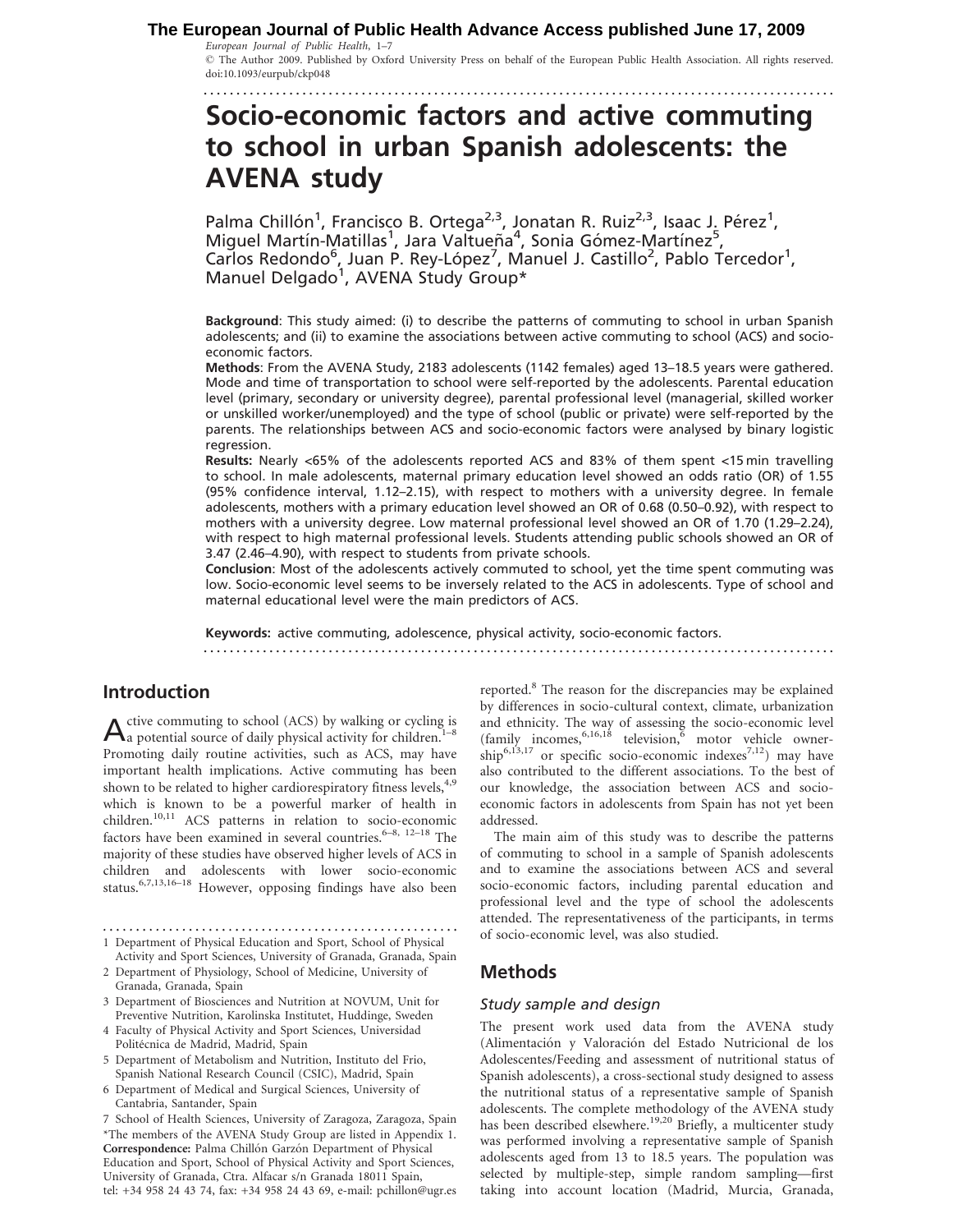# Socio-economic factors and active commuting to school in urban Spanish adolescents: the AVENA study

Palma Chillón[1], Francisco B. Ortega[2,3], Jonatan R. Ruiz[2,3], Isaac J. Pérez[1], Miguel Martín-Matillas[1], Jara Valtueña[4], Sonia Gómez-Martínez[5], Carlos Redondo[6], Juan P. Rey-López[7], Manuel J. Castillo[2], Pablo Tercedor[1], Manuel Delgado[1], AVENA Study Group*

**Background**: This study aimed: (i) to describe the patterns of commuting to school in urban Spanish adolescents; and (ii) to examine the associations between active commuting to school (ACS) and socio-economic factors.

**Methods**: From the AVENA Study, 2183 adolescents (1142 females) aged 13–18.5 years were gathered. Mode and time of transportation to school were self-reported by the adolescents. Parental education level (primary, secondary or university degree), parental professional level (managerial, skilled worker or unskilled worker/unemployed) and the type of school (public or private) were self-reported by the parents. The relationships between ACS and socio-economic factors were analysed by binary logistic regression.

**Results:** Nearly <65% of the adolescents reported ACS and 83% of them spent <15 min travelling to school. In male adolescents, maternal primary education level showed an odds ratio (OR) of 1.55 (95% confidence interval, 1.12–2.15), with respect to mothers with a university degree. In female adolescents, mothers with a primary education level showed an OR of 0.68 (0.50–0.92), with respect to mothers with a university degree. Low maternal professional level showed an OR of 1.70 (1.29–2.24), with respect to high maternal professional levels. Students attending public schools showed an OR of 3.47 (2.46–4.90), with respect to students from private schools.

**Conclusion**: Most of the adolescents actively commuted to school, yet the time spent commuting was low. Socio-economic level seems to be inversely related to the ACS in adolescents. Type of school and maternal educational level were the main predictors of ACS.

**Keywords:** active commuting, adolescence, physical activity, socio-economic factors.

## Introduction

Active commuting to school (ACS) by walking or cycling is a potential source of daily physical activity for children.[1–8] Promoting daily routine activities, such as ACS, may have important health implications. Active commuting has been shown to be related to higher cardiorespiratory fitness levels,[4,9] which is known to be a powerful marker of health in children.[10,11] ACS patterns in relation to socio-economic factors have been examined in several countries.[6–8, 12–18] The majority of these studies have observed higher levels of ACS in children and adolescents with lower socio-economic status.[6,7,13,16–18] However, opposing findings have also been reported.[8] The reason for the discrepancies may be explained by differences in socio-cultural context, climate, urbanization and ethnicity. The way of assessing the socio-economic level (family incomes,[6,16,18] television,[6] motor vehicle ownership[6,13,17] or specific socio-economic indexes[7,12]) may have also contributed to the different associations. To the best of our knowledge, the association between ACS and socio-economic factors in adolescents from Spain has not yet been addressed.

The main aim of this study was to describe the patterns of commuting to school in a sample of Spanish adolescents and to examine the associations between ACS and several socio-economic factors, including parental education and professional level and the type of school the adolescents attended. The representativeness of the participants, in terms of socio-economic level, was also studied.

## Methods

### Study sample and design

The present work used data from the AVENA study (Alimentación y Valoración del Estado Nutricional de los Adolescentes/Feeding and assessment of nutritional status of Spanish adolescents), a cross-sectional study designed to assess the nutritional status of a representative sample of Spanish adolescents. The complete methodology of the AVENA study has been described elsewhere.[19,20] Briefly, a multicenter study was performed involving a representative sample of Spanish adolescents aged from 13 to 18.5 years. The population was selected by multiple-step, simple random sampling—first taking into account location (Madrid, Murcia, Granada,

---

1 Department of Physical Education and Sport, School of Physical Activity and Sport Sciences, University of Granada, Granada, Spain
2 Department of Physiology, School of Medicine, University of Granada, Granada, Spain
3 Department of Biosciences and Nutrition at NOVUM, Unit for Preventive Nutrition, Karolinska Institutet, Huddinge, Sweden
4 Faculty of Physical Activity and Sport Sciences, Universidad Politécnica de Madrid, Madrid, Spain
5 Department of Metabolism and Nutrition, Instituto del Frio, Spanish National Research Council (CSIC), Madrid, Spain
6 Department of Medical and Surgical Sciences, University of Cantabria, Santander, Spain
7 School of Health Sciences, University of Zaragoza, Zaragoza, Spain
*The members of the AVENA Study Group are listed in Appendix 1.
**Correspondence:** Palma Chillón Garzón Department of Physical Education and Sport, School of Physical Activity and Sport Sciences, University of Granada, Ctra. Alfacar s/n Granada 18011 Spain, tel: +34 958 24 43 74, fax: +34 958 24 43 69, e-mail: pchillon@ugr.es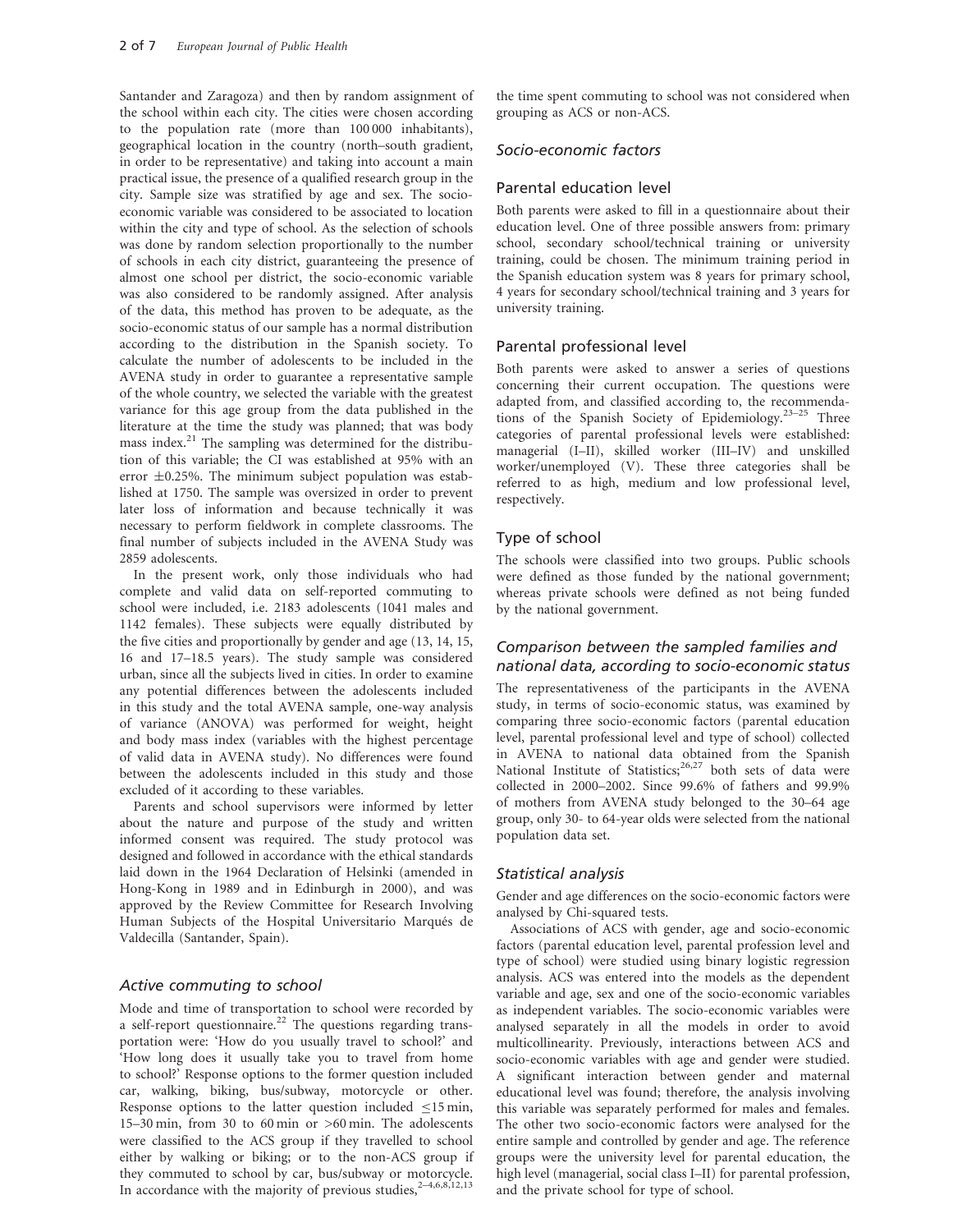Santander and Zaragoza) and then by random assignment of the school within each city. The cities were chosen according to the population rate (more than 100 000 inhabitants), geographical location in the country (north–south gradient, in order to be representative) and taking into account a main practical issue, the presence of a qualified research group in the city. Sample size was stratified by age and sex. The socio-economic variable was considered to be associated to location within the city and type of school. As the selection of schools was done by random selection proportionally to the number of schools in each city district, guaranteeing the presence of almost one school per district, the socio-economic variable was also considered to be randomly assigned. After analysis of the data, this method has proven to be adequate, as the socio-economic status of our sample has a normal distribution according to the distribution in the Spanish society. To calculate the number of adolescents to be included in the AVENA study in order to guarantee a representative sample of the whole country, we selected the variable with the greatest variance for this age group from the data published in the literature at the time the study was planned; that was body mass index.[21] The sampling was determined for the distribution of this variable; the CI was established at 95% with an error ±0.25%. The minimum subject population was established at 1750. The sample was oversized in order to prevent later loss of information and because technically it was necessary to perform fieldwork in complete classrooms. The final number of subjects included in the AVENA Study was 2859 adolescents.

In the present work, only those individuals who had complete and valid data on self-reported commuting to school were included, i.e. 2183 adolescents (1041 males and 1142 females). These subjects were equally distributed by the five cities and proportionally by gender and age (13, 14, 15, 16 and 17–18.5 years). The study sample was considered urban, since all the subjects lived in cities. In order to examine any potential differences between the adolescents included in this study and the total AVENA sample, one-way analysis of variance (ANOVA) was performed for weight, height and body mass index (variables with the highest percentage of valid data in AVENA study). No differences were found between the adolescents included in this study and those excluded of it according to these variables.

Parents and school supervisors were informed by letter about the nature and purpose of the study and written informed consent was required. The study protocol was designed and followed in accordance with the ethical standards laid down in the 1964 Declaration of Helsinki (amended in Hong-Kong in 1989 and in Edinburgh in 2000), and was approved by the Review Committee for Research Involving Human Subjects of the Hospital Universitario Marqués de Valdecilla (Santander, Spain).

## *Active commuting to school*

Mode and time of transportation to school were recorded by a self-report questionnaire.[22] The questions regarding transportation were: 'How do you usually travel to school?' and 'How long does it usually take you to travel from home to school?' Response options to the former question included car, walking, biking, bus/subway, motorcycle or other. Response options to the latter question included ≤15 min, 15–30 min, from 30 to 60 min or >60 min. The adolescents were classified to the ACS group if they travelled to school either by walking or biking; or to the non-ACS group if they commuted to school by car, bus/subway or motorcycle. In accordance with the majority of previous studies,[2–4,6,8,12,13] the time spent commuting to school was not considered when grouping as ACS or non-ACS.

## *Socio-economic factors*

### Parental education level

Both parents were asked to fill in a questionnaire about their education level. One of three possible answers from: primary school, secondary school/technical training or university training, could be chosen. The minimum training period in the Spanish education system was 8 years for primary school, 4 years for secondary school/technical training and 3 years for university training.

### Parental professional level

Both parents were asked to answer a series of questions concerning their current occupation. The questions were adapted from, and classified according to, the recommendations of the Spanish Society of Epidemiology.[23–25] Three categories of parental professional levels were established: managerial (I–II), skilled worker (III–IV) and unskilled worker/unemployed (V). These three categories shall be referred to as high, medium and low professional level, respectively.

### Type of school

The schools were classified into two groups. Public schools were defined as those funded by the national government; whereas private schools were defined as not being funded by the national government.

## *Comparison between the sampled families and national data, according to socio-economic status*

The representativeness of the participants in the AVENA study, in terms of socio-economic status, was examined by comparing three socio-economic factors (parental education level, parental professional level and type of school) collected in AVENA to national data obtained from the Spanish National Institute of Statistics;[26,27] both sets of data were collected in 2000–2002. Since 99.6% of fathers and 99.9% of mothers from AVENA study belonged to the 30–64 age group, only 30- to 64-year olds were selected from the national population data set.

## *Statistical analysis*

Gender and age differences on the socio-economic factors were analysed by Chi-squared tests.

Associations of ACS with gender, age and socio-economic factors (parental education level, parental profession level and type of school) were studied using binary logistic regression analysis. ACS was entered into the models as the dependent variable and age, sex and one of the socio-economic variables as independent variables. The socio-economic variables were analysed separately in all the models in order to avoid multicollinearity. Previously, interactions between ACS and socio-economic variables with age and gender were studied. A significant interaction between gender and maternal educational level was found; therefore, the analysis involving this variable was separately performed for males and females. The other two socio-economic factors were analysed for the entire sample and controlled by gender and age. The reference groups were the university level for parental education, the high level (managerial, social class I–II) for parental profession, and the private school for type of school.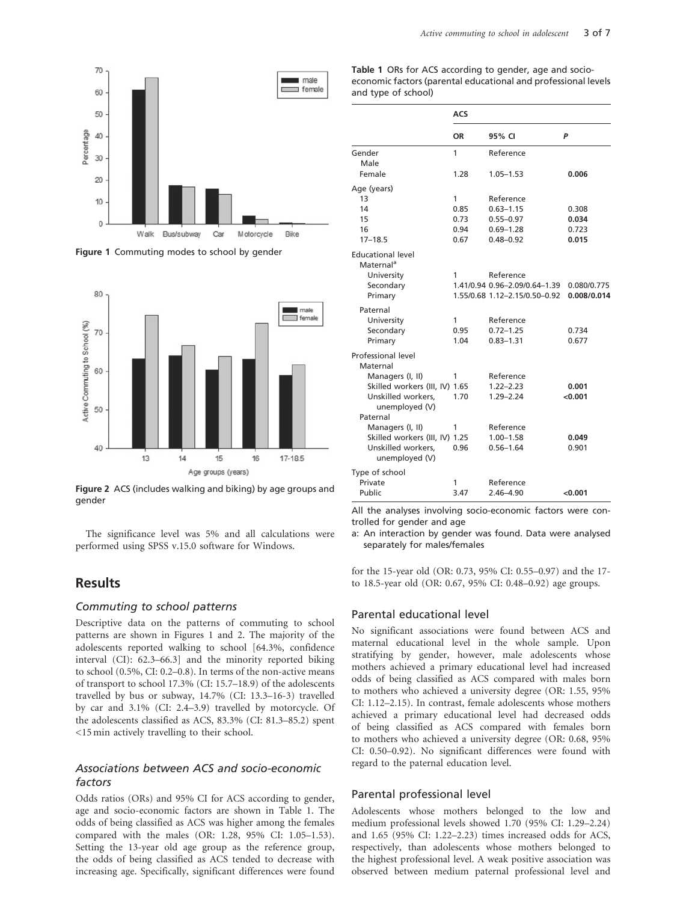Figure 1 Commuting modes to school by gender

Figure 2 ACS (includes walking and biking) by age groups and gender

The significance level was 5% and all calculations were performed using SPSS v.15.0 software for Windows.

## Results

### Commuting to school patterns

Descriptive data on the patterns of commuting to school patterns are shown in Figures 1 and 2. The majority of the adolescents reported walking to school [64.3%, confidence interval (CI): 62.3–66.3] and the minority reported biking to school (0.5%, CI: 0.2–0.8). In terms of the non-active means of transport to school 17.3% (CI: 15.7–18.9) of the adolescents travelled by bus or subway, 14.7% (CI: 13.3–16-3) travelled by car and 3.1% (CI: 2.4–3.9) travelled by motorcycle. Of the adolescents classified as ACS, 83.3% (CI: 81.3–85.2) spent <15 min actively travelling to their school.

### Associations between ACS and socio-economic factors

Odds ratios (ORs) and 95% CI for ACS according to gender, age and socio-economic factors are shown in Table 1. The odds of being classified as ACS was higher among the females compared with the males (OR: 1.28, 95% CI: 1.05–1.53). Setting the 13-year old age group as the reference group, the odds of being classified as ACS tended to decrease with increasing age. Specifically, significant differences were found for the 15-year old (OR: 0.73, 95% CI: 0.55–0.97) and the 17- to 18.5-year old (OR: 0.67, 95% CI: 0.48–0.92) age groups.

**Table 1** ORs for ACS according to gender, age and socio-economic factors (parental educational and professional levels and type of school)

| | ACS | | |
|---|---|---|---|
| | OR | 95% CI | *P* |
| Gender | | | |
| Male | 1 | Reference | |
| Female | 1.28 | 1.05–1.53 | **0.006** |
| Age (years) | | | |
| 13 | 1 | Reference | |
| 14 | 0.85 | 0.63–1.15 | 0.308 |
| 15 | 0.73 | 0.55–0.97 | **0.034** |
| 16 | 0.94 | 0.69–1.28 | 0.723 |
| 17–18.5 | 0.67 | 0.48–0.92 | **0.015** |
| Educational level | | | |
| Maternal[a] | | | |
| University | 1 | Reference | |
| Secondary | 1.41/0.94 | 0.96–2.09/0.64–1.39 | 0.080/0.775 |
| Primary | 1.55/0.68 | 1.12–2.15/0.50–0.92 | **0.008/0.014** |
| Paternal | | | |
| University | 1 | Reference | |
| Secondary | 0.95 | 0.72–1.25 | 0.734 |
| Primary | 1.04 | 0.83–1.31 | 0.677 |
| Professional level | | | |
| Maternal | | | |
| Managers (I, II) | 1 | Reference | |
| Skilled workers (III, IV) | 1.65 | 1.22–2.23 | **0.001** |
| Unskilled workers, unemployed (V) | 1.70 | 1.29–2.24 | **<0.001** |
| Paternal | | | |
| Managers (I, II) | 1 | Reference | |
| Skilled workers (III, IV) | 1.25 | 1.00–1.58 | **0.049** |
| Unskilled workers, unemployed (V) | 0.96 | 0.56–1.64 | 0.901 |
| Type of school | | | |
| Private | 1 | Reference | |
| Public | 3.47 | 2.46–4.90 | **<0.001** |

All the analyses involving socio-economic factors were controlled for gender and age

a: An interaction by gender was found. Data were analysed separately for males/females

### Parental educational level

No significant associations were found between ACS and maternal educational level in the whole sample. Upon stratifying by gender, however, male adolescents whose mothers achieved a primary educational level had increased odds of being classified as ACS compared with males born to mothers who achieved a university degree (OR: 1.55, 95% CI: 1.12–2.15). In contrast, female adolescents whose mothers achieved a primary educational level had decreased odds of being classified as ACS compared with females born to mothers who achieved a university degree (OR: 0.68, 95% CI: 0.50–0.92). No significant differences were found with regard to the paternal education level.

### Parental professional level

Adolescents whose mothers belonged to the low and medium professional levels showed 1.70 (95% CI: 1.29–2.24) and 1.65 (95% CI: 1.22–2.23) times increased odds for ACS, respectively, than adolescents whose mothers belonged to the highest professional level. A weak positive association was observed between medium paternal professional level and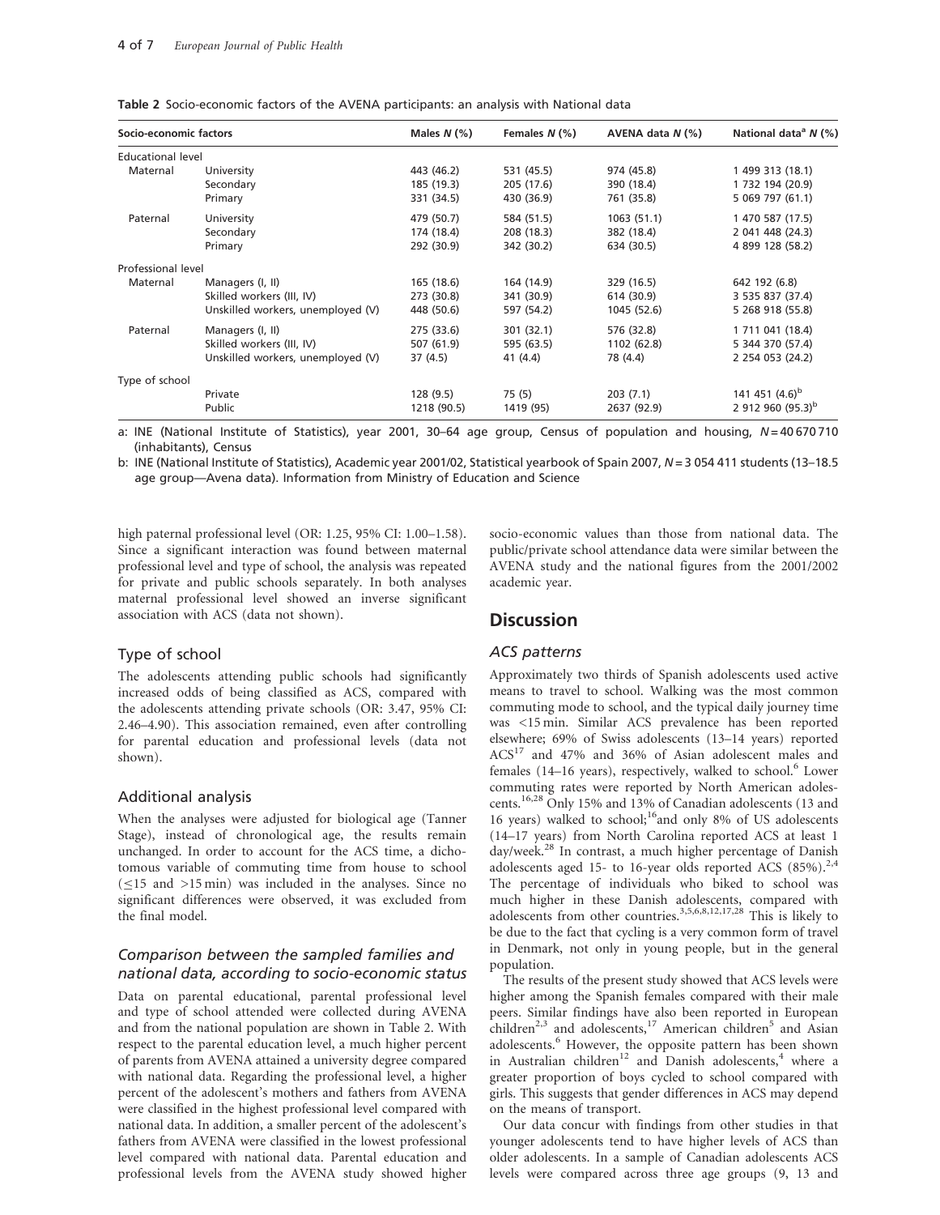**Table 2** Socio-economic factors of the AVENA participants: an analysis with National data

| Socio-economic factors | | Males *N* (%) | Females *N* (%) | AVENA data *N* (%) | National data[a] *N* (%) |
|---|---|---|---|---|---|
| Educational level | | | | | |
| Maternal | University | 443 (46.2) | 531 (45.5) | 974 (45.8) | 1 499 313 (18.1) |
| | Secondary | 185 (19.3) | 205 (17.6) | 390 (18.4) | 1 732 194 (20.9) |
| | Primary | 331 (34.5) | 430 (36.9) | 761 (35.8) | 5 069 797 (61.1) |
| Paternal | University | 479 (50.7) | 584 (51.5) | 1063 (51.1) | 1 470 587 (17.5) |
| | Secondary | 174 (18.4) | 208 (18.3) | 382 (18.4) | 2 041 448 (24.3) |
| | Primary | 292 (30.9) | 342 (30.2) | 634 (30.5) | 4 899 128 (58.2) |
| Professional level | | | | | |
| Maternal | Managers (I, II) | 165 (18.6) | 164 (14.9) | 329 (16.5) | 642 192 (6.8) |
| | Skilled workers (III, IV) | 273 (30.8) | 341 (30.9) | 614 (30.9) | 3 535 837 (37.4) |
| | Unskilled workers, unemployed (V) | 448 (50.6) | 597 (54.2) | 1045 (52.6) | 5 268 918 (55.8) |
| Paternal | Managers (I, II) | 275 (33.6) | 301 (32.1) | 576 (32.8) | 1 711 041 (18.4) |
| | Skilled workers (III, IV) | 507 (61.9) | 595 (63.5) | 1102 (62.8) | 5 344 370 (57.4) |
| | Unskilled workers, unemployed (V) | 37 (4.5) | 41 (4.4) | 78 (4.4) | 2 254 053 (24.2) |
| Type of school | | | | | |
| | Private | 128 (9.5) | 75 (5) | 203 (7.1) | 141 451 (4.6)[b] |
| | Public | 1218 (90.5) | 1419 (95) | 2637 (92.9) | 2 912 960 (95.3)[b] |

a: INE (National Institute of Statistics), year 2001, 30–64 age group, Census of population and housing, $N = 40\,670\,710$ (inhabitants), Census

b: INE (National Institute of Statistics), Academic year 2001/02, Statistical yearbook of Spain 2007, $N = 3\,054\,411$ students (13–18.5 age group—Avena data). Information from Ministry of Education and Science

high paternal professional level (OR: 1.25, 95% CI: 1.00–1.58). Since a significant interaction was found between maternal professional level and type of school, the analysis was repeated for private and public schools separately. In both analyses maternal professional level showed an inverse significant association with ACS (data not shown).

### Type of school

The adolescents attending public schools had significantly increased odds of being classified as ACS, compared with the adolescents attending private schools (OR: 3.47, 95% CI: 2.46–4.90). This association remained, even after controlling for parental education and professional levels (data not shown).

### Additional analysis

When the analyses were adjusted for biological age (Tanner Stage), instead of chronological age, the results remain unchanged. In order to account for the ACS time, a dichotomous variable of commuting time from house to school ($\leq$15 and >15 min) was included in the analyses. Since no significant differences were observed, it was excluded from the final model.

### *Comparison between the sampled families and national data, according to socio-economic status*

Data on parental educational, parental professional level and type of school attended were collected during AVENA and from the national population are shown in Table 2. With respect to the parental education level, a much higher percent of parents from AVENA attained a university degree compared with national data. Regarding the professional level, a higher percent of the adolescent's mothers and fathers from AVENA were classified in the highest professional level compared with national data. In addition, a smaller percent of the adolescent's fathers from AVENA were classified in the lowest professional level compared with national data. Parental education and professional levels from the AVENA study showed higher socio-economic values than those from national data. The public/private school attendance data were similar between the AVENA study and the national figures from the 2001/2002 academic year.

## Discussion

### *ACS patterns*

Approximately two thirds of Spanish adolescents used active means to travel to school. Walking was the most common commuting mode to school, and the typical daily journey time was <15 min. Similar ACS prevalence has been reported elsewhere; 69% of Swiss adolescents (13–14 years) reported ACS[17] and 47% and 36% of Asian adolescent males and females (14–16 years), respectively, walked to school.[6] Lower commuting rates were reported by North American adolescents.[16,28] Only 15% and 13% of Canadian adolescents (13 and 16 years) walked to school;[16] and only 8% of US adolescents (14–17 years) from North Carolina reported ACS at least 1 day/week.[28] In contrast, a much higher percentage of Danish adolescents aged 15- to 16-year olds reported ACS (85%).[2,4] The percentage of individuals who biked to school was much higher in these Danish adolescents, compared with adolescents from other countries.[3,5,6,8,12,17,28] This is likely to be due to the fact that cycling is a very common form of travel in Denmark, not only in young people, but in the general population.

The results of the present study showed that ACS levels were higher among the Spanish females compared with their male peers. Similar findings have also been reported in European children[2,3] and adolescents,[17] American children[5] and Asian adolescents.[6] However, the opposite pattern has been shown in Australian children[12] and Danish adolescents,[4] where a greater proportion of boys cycled to school compared with girls. This suggests that gender differences in ACS may depend on the means of transport.

Our data concur with findings from other studies in that younger adolescents tend to have higher levels of ACS than older adolescents. In a sample of Canadian adolescents ACS levels were compared across three age groups (9, 13 and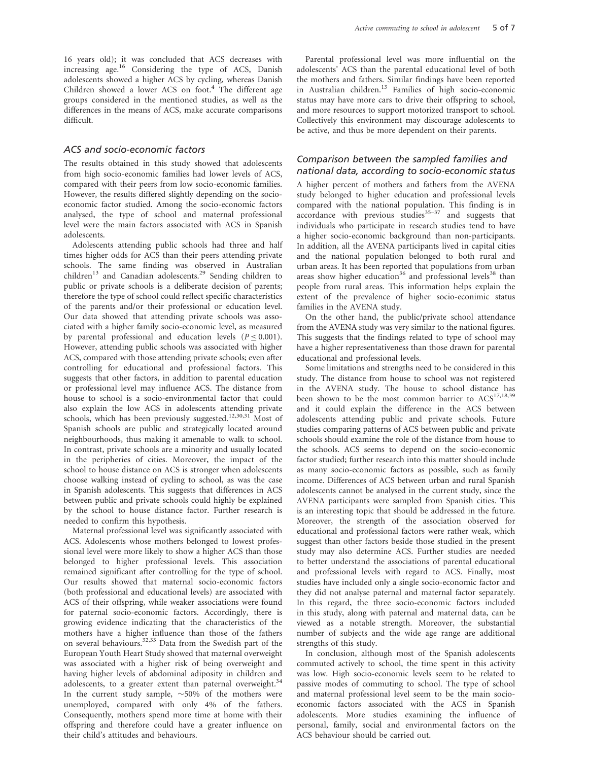16 years old); it was concluded that ACS decreases with increasing age.[16] Considering the type of ACS, Danish adolescents showed a higher ACS by cycling, whereas Danish Children showed a lower ACS on foot.[4] The different age groups considered in the mentioned studies, as well as the differences in the means of ACS, make accurate comparisons difficult.

### ACS and socio-economic factors

The results obtained in this study showed that adolescents from high socio-economic families had lower levels of ACS, compared with their peers from low socio-economic families. However, the results differed slightly depending on the socio-economic factor studied. Among the socio-economic factors analysed, the type of school and maternal professional level were the main factors associated with ACS in Spanish adolescents.

Adolescents attending public schools had three and half times higher odds for ACS than their peers attending private schools. The same finding was observed in Australian children[13] and Canadian adolescents.[29] Sending children to public or private schools is a deliberate decision of parents; therefore the type of school could reflect specific characteristics of the parents and/or their professional or education level. Our data showed that attending private schools was associated with a higher family socio-economic level, as measured by parental professional and education levels ($P \leq 0.001$). However, attending public schools was associated with higher ACS, compared with those attending private schools; even after controlling for educational and professional factors. This suggests that other factors, in addition to parental education or professional level may influence ACS. The distance from house to school is a socio-environmental factor that could also explain the low ACS in adolescents attending private schools, which has been previously suggested.[12,30,31] Most of Spanish schools are public and strategically located around neighbourhoods, thus making it amenable to walk to school. In contrast, private schools are a minority and usually located in the peripheries of cities. Moreover, the impact of the school to house distance on ACS is stronger when adolescents choose walking instead of cycling to school, as was the case in Spanish adolescents. This suggests that differences in ACS between public and private schools could highly be explained by the school to house distance factor. Further research is needed to confirm this hypothesis.

Maternal professional level was significantly associated with ACS. Adolescents whose mothers belonged to lowest professional level were more likely to show a higher ACS than those belonged to higher professional levels. This association remained significant after controlling for the type of school. Our results showed that maternal socio-economic factors (both professional and educational levels) are associated with ACS of their offspring, while weaker associations were found for paternal socio-economic factors. Accordingly, there is growing evidence indicating that the characteristics of the mothers have a higher influence than those of the fathers on several behaviours.[32,33] Data from the Swedish part of the European Youth Heart Study showed that maternal overweight was associated with a higher risk of being overweight and having higher levels of abdominal adiposity in children and adolescents, to a greater extent than paternal overweight.[34] In the current study sample, ~50% of the mothers were unemployed, compared with only 4% of the fathers. Consequently, mothers spend more time at home with their offspring and therefore could have a greater influence on their child's attitudes and behaviours.

Parental professional level was more influential on the adolescents' ACS than the parental educational level of both the mothers and fathers. Similar findings have been reported in Australian children.[13] Families of high socio-economic status may have more cars to drive their offspring to school, and more resources to support motorized transport to school. Collectively this environment may discourage adolescents to be active, and thus be more dependent on their parents.

### Comparison between the sampled families and national data, according to socio-economic status

A higher percent of mothers and fathers from the AVENA study belonged to higher education and professional levels compared with the national population. This finding is in accordance with previous studies[35–37] and suggests that individuals who participate in research studies tend to have a higher socio-economic background than non-participants. In addition, all the AVENA participants lived in capital cities and the national population belonged to both rural and urban areas. It has been reported that populations from urban areas show higher education[36] and professional levels[38] than people from rural areas. This information helps explain the extent of the prevalence of higher socio-econimic status families in the AVENA study.

On the other hand, the public/private school attendance from the AVENA study was very similar to the national figures. This suggests that the findings related to type of school may have a higher representativeness than those drawn for parental educational and professional levels.

Some limitations and strengths need to be considered in this study. The distance from house to school was not registered in the AVENA study. The house to school distance has been shown to be the most common barrier to ACS[17,18,39] and it could explain the difference in the ACS between adolescents attending public and private schools. Future studies comparing patterns of ACS between public and private schools should examine the role of the distance from house to the schools. ACS seems to depend on the socio-economic factor studied; further research into this matter should include as many socio-economic factors as possible, such as family income. Differences of ACS between urban and rural Spanish adolescents cannot be analysed in the current study, since the AVENA participants were sampled from Spanish cities. This is an interesting topic that should be addressed in the future. Moreover, the strength of the association observed for educational and professional factors were rather weak, which suggest than other factors beside those studied in the present study may also determine ACS. Further studies are needed to better understand the associations of parental educational and professional levels with regard to ACS. Finally, most studies have included only a single socio-economic factor and they did not analyse paternal and maternal factor separately. In this regard, the three socio-economic factors included in this study, along with paternal and maternal data, can be viewed as a notable strength. Moreover, the substantial number of subjects and the wide age range are additional strengths of this study.

In conclusion, although most of the Spanish adolescents commuted actively to school, the time spent in this activity was low. High socio-economic levels seem to be related to passive modes of commuting to school. The type of school and maternal professional level seem to be the main socio-economic factors associated with the ACS in Spanish adolescents. More studies examining the influence of personal, family, social and environmental factors on the ACS behaviour should be carried out.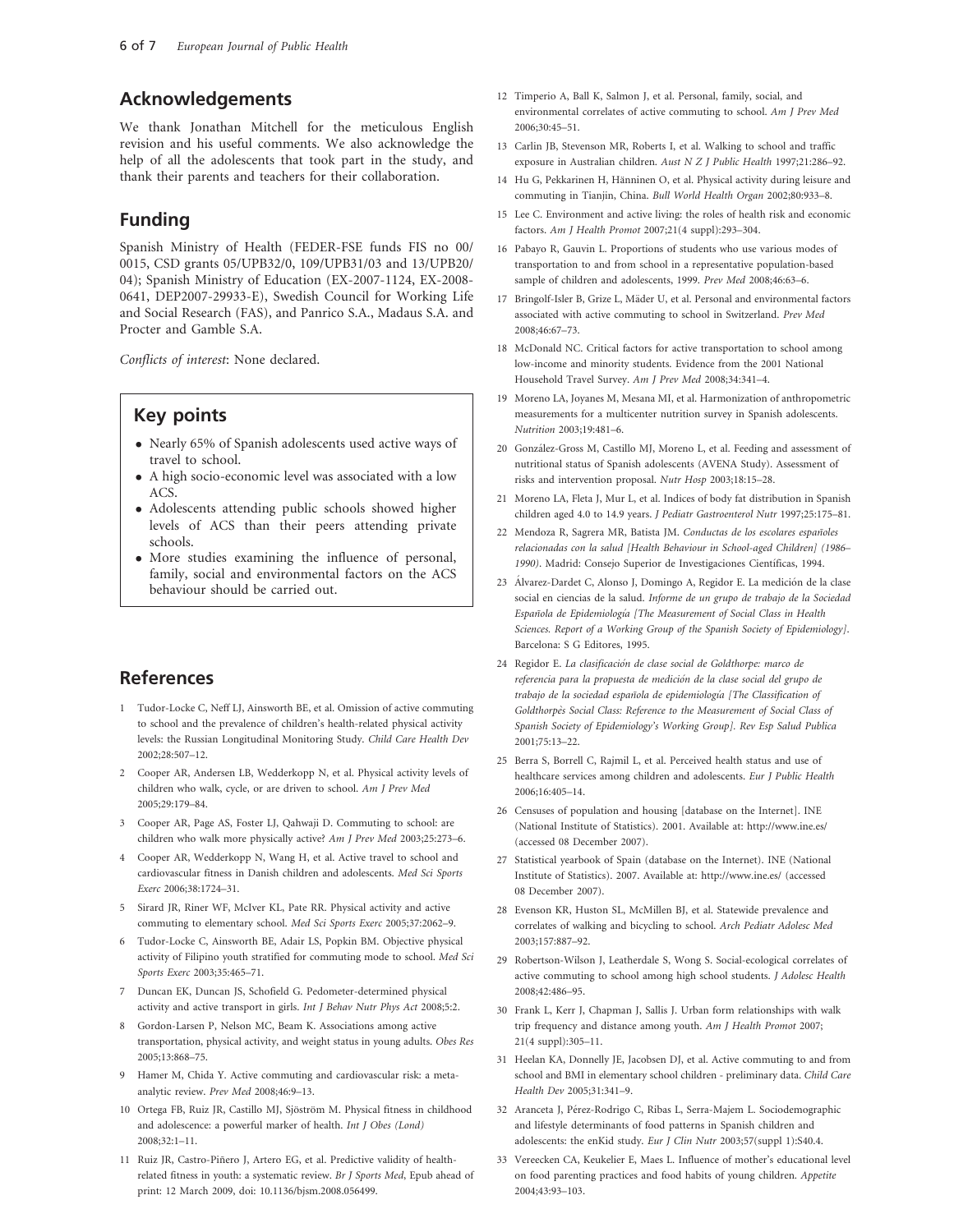## Acknowledgements

We thank Jonathan Mitchell for the meticulous English revision and his useful comments. We also acknowledge the help of all the adolescents that took part in the study, and thank their parents and teachers for their collaboration.

## Funding

Spanish Ministry of Health (FEDER-FSE funds FIS no 00/0015, CSD grants 05/UPB32/0, 109/UPB31/03 and 13/UPB20/04); Spanish Ministry of Education (EX-2007-1124, EX-2008-0641, DEP2007-29933-E), Swedish Council for Working Life and Social Research (FAS), and Panrico S.A., Madaus S.A. and Procter and Gamble S.A.

*Conflicts of interest*: None declared.

## Key points

- Nearly 65% of Spanish adolescents used active ways of travel to school.
- A high socio-economic level was associated with a low ACS.
- Adolescents attending public schools showed higher levels of ACS than their peers attending private schools.
- More studies examining the influence of personal, family, social and environmental factors on the ACS behaviour should be carried out.

## References

1. Tudor-Locke C, Neff LJ, Ainsworth BE, et al. Omission of active commuting to school and the prevalence of children's health-related physical activity levels: the Russian Longitudinal Monitoring Study. *Child Care Health Dev* 2002;28:507–12.
2. Cooper AR, Andersen LB, Wedderkopp N, et al. Physical activity levels of children who walk, cycle, or are driven to school. *Am J Prev Med* 2005;29:179–84.
3. Cooper AR, Page AS, Foster LJ, Qahwaji D. Commuting to school: are children who walk more physically active? *Am J Prev Med* 2003;25:273–6.
4. Cooper AR, Wedderkopp N, Wang H, et al. Active travel to school and cardiovascular fitness in Danish children and adolescents. *Med Sci Sports Exerc* 2006;38:1724–31.
5. Sirard JR, Riner WF, McIver KL, Pate RR. Physical activity and active commuting to elementary school. *Med Sci Sports Exerc* 2005;37:2062–9.
6. Tudor-Locke C, Ainsworth BE, Adair LS, Popkin BM. Objective physical activity of Filipino youth stratified for commuting mode to school. *Med Sci Sports Exerc* 2003;35:465–71.
7. Duncan EK, Duncan JS, Schofield G. Pedometer-determined physical activity and active transport in girls. *Int J Behav Nutr Phys Act* 2008;5:2.
8. Gordon-Larsen P, Nelson MC, Beam K. Associations among active transportation, physical activity, and weight status in young adults. *Obes Res* 2005;13:868–75.
9. Hamer M, Chida Y. Active commuting and cardiovascular risk: a meta-analytic review. *Prev Med* 2008;46:9–13.
10. Ortega FB, Ruiz JR, Castillo MJ, Sjöström M. Physical fitness in childhood and adolescence: a powerful marker of health. *Int J Obes (Lond)* 2008;32:1–11.
11. Ruiz JR, Castro-Piñero J, Artero EG, et al. Predictive validity of health-related fitness in youth: a systematic review. *Br J Sports Med*, Epub ahead of print: 12 March 2009, doi: 10.1136/bjsm.2008.056499.
12. Timperio A, Ball K, Salmon J, et al. Personal, family, social, and environmental correlates of active commuting to school. *Am J Prev Med* 2006;30:45–51.
13. Carlin JB, Stevenson MR, Roberts I, et al. Walking to school and traffic exposure in Australian children. *Aust N Z J Public Health* 1997;21:286–92.
14. Hu G, Pekkarinen H, Hänninen O, et al. Physical activity during leisure and commuting in Tianjin, China. *Bull World Health Organ* 2002;80:933–8.
15. Lee C. Environment and active living: the roles of health risk and economic factors. *Am J Health Promot* 2007;21(4 suppl):293–304.
16. Pabayo R, Gauvin L. Proportions of students who use various modes of transportation to and from school in a representative population-based sample of children and adolescents, 1999. *Prev Med* 2008;46:63–6.
17. Bringolf-Isler B, Grize L, Mäder U, et al. Personal and environmental factors associated with active commuting to school in Switzerland. *Prev Med* 2008;46:67–73.
18. McDonald NC. Critical factors for active transportation to school among low-income and minority students. Evidence from the 2001 National Household Travel Survey. *Am J Prev Med* 2008;34:341–4.
19. Moreno LA, Joyanes M, Mesana MI, et al. Harmonization of anthropometric measurements for a multicenter nutrition survey in Spanish adolescents. *Nutrition* 2003;19:481–6.
20. González-Gross M, Castillo MJ, Moreno L, et al. Feeding and assessment of nutritional status of Spanish adolescents (AVENA Study). Assessment of risks and intervention proposal. *Nutr Hosp* 2003;18:15–28.
21. Moreno LA, Fleta J, Mur L, et al. Indices of body fat distribution in Spanish children aged 4.0 to 14.9 years. *J Pediatr Gastroenterol Nutr* 1997;25:175–81.
22. Mendoza R, Sagrera MR, Batista JM. *Conductas de los escolares españoles relacionadas con la salud [Health Behaviour in School-aged Children] (1986–1990)*. Madrid: Consejo Superior de Investigaciones Científicas, 1994.
23. Álvarez-Dardet C, Alonso J, Domingo A, Regidor E. La medición de la clase social en ciencias de la salud. *Informe de un grupo de trabajo de la Sociedad Española de Epidemiología [The Measurement of Social Class in Health Sciences. Report of a Working Group of the Spanish Society of Epidemiology]*. Barcelona: S G Editores, 1995.
24. Regidor E. *La clasificación de clase social de Goldthorpe: marco de referencia para la propuesta de medición de la clase social del grupo de trabajo de la sociedad española de epidemiología [The Classification of Goldthorpès Social Class: Reference to the Measurement of Social Class of Spanish Society of Epidemiology's Working Group]. Rev Esp Salud Publica* 2001;75:13–22.
25. Berra S, Borrell C, Rajmil L, et al. Perceived health status and use of healthcare services among children and adolescents. *Eur J Public Health* 2006;16:405–14.
26. Censuses of population and housing [database on the Internet]. INE (National Institute of Statistics). 2001. Available at: http://www.ine.es/ (accessed 08 December 2007).
27. Statistical yearbook of Spain (database on the Internet). INE (National Institute of Statistics). 2007. Available at: http://www.ine.es/ (accessed 08 December 2007).
28. Evenson KR, Huston SL, McMillen BJ, et al. Statewide prevalence and correlates of walking and bicycling to school. *Arch Pediatr Adolesc Med* 2003;157:887–92.
29. Robertson-Wilson J, Leatherdale S, Wong S. Social-ecological correlates of active commuting to school among high school students. *J Adolesc Health* 2008;42:486–95.
30. Frank L, Kerr J, Chapman J, Sallis J. Urban form relationships with walk trip frequency and distance among youth. *Am J Health Promot* 2007; 21(4 suppl):305–11.
31. Heelan KA, Donnelly JE, Jacobsen DJ, et al. Active commuting to and from school and BMI in elementary school children - preliminary data. *Child Care Health Dev* 2005;31:341–9.
32. Aranceta J, Pérez-Rodrigo C, Ribas L, Serra-Majem L. Sociodemographic and lifestyle determinants of food patterns in Spanish children and adolescents: the enKid study. *Eur J Clin Nutr* 2003;57(suppl 1):S40.4.
33. Vereecken CA, Keukelier E, Maes L. Influence of mother's educational level on food parenting practices and food habits of young children. *Appetite* 2004;43:93–103.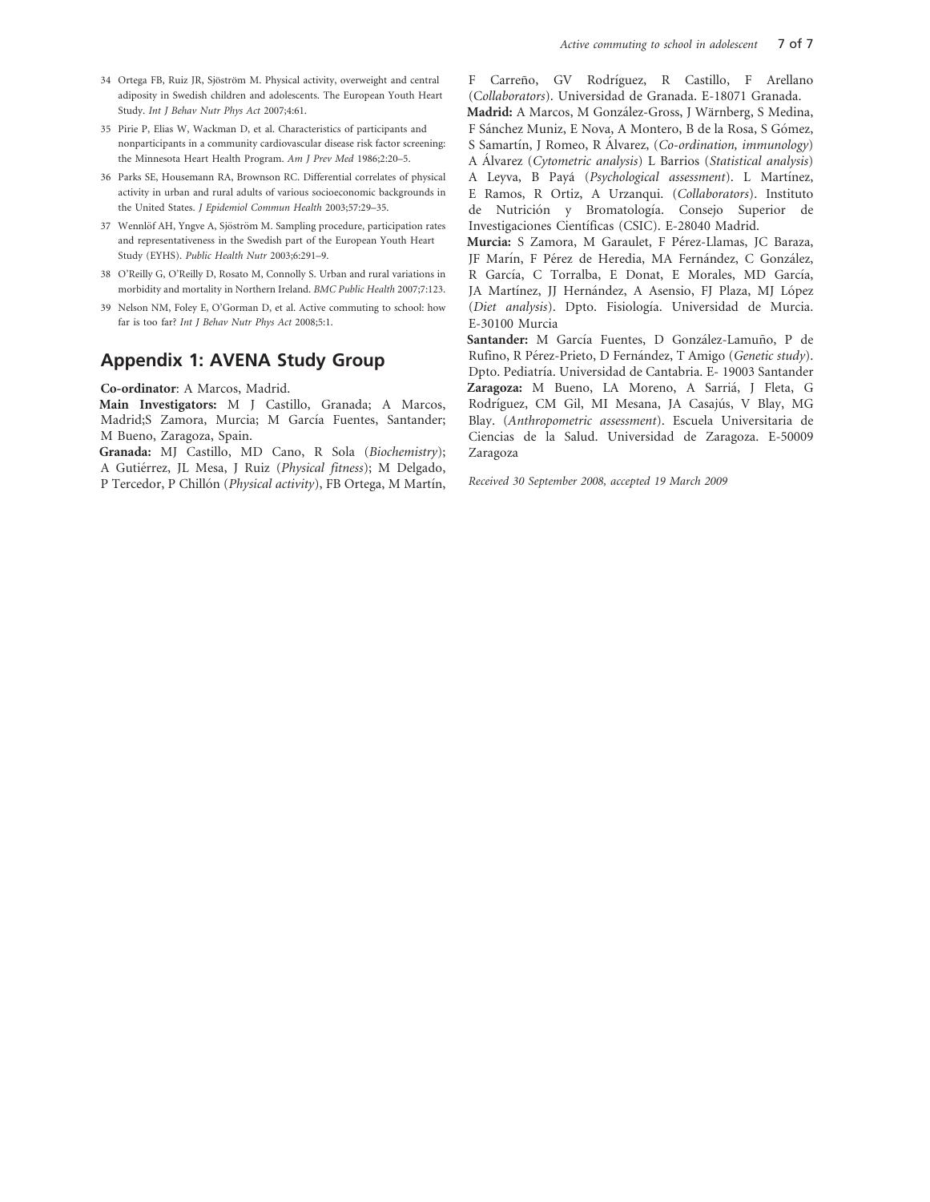34 Ortega FB, Ruiz JR, Sjöström M. Physical activity, overweight and central adiposity in Swedish children and adolescents. The European Youth Heart Study. *Int J Behav Nutr Phys Act* 2007;4:61.

35 Pirie P, Elias W, Wackman D, et al. Characteristics of participants and nonparticipants in a community cardiovascular disease risk factor screening: the Minnesota Heart Health Program. *Am J Prev Med* 1986;2:20–5.

36 Parks SE, Housemann RA, Brownson RC. Differential correlates of physical activity in urban and rural adults of various socioeconomic backgrounds in the United States. *J Epidemiol Commun Health* 2003;57:29–35.

37 Wennlöf AH, Yngve A, Sjöström M. Sampling procedure, participation rates and representativeness in the Swedish part of the European Youth Heart Study (EYHS). *Public Health Nutr* 2003;6:291–9.

38 O'Reilly G, O'Reilly D, Rosato M, Connolly S. Urban and rural variations in morbidity and mortality in Northern Ireland. *BMC Public Health* 2007;7:123.

39 Nelson NM, Foley E, O'Gorman D, et al. Active commuting to school: how far is too far? *Int J Behav Nutr Phys Act* 2008;5:1.

## Appendix 1: AVENA Study Group

**Co-ordinator**: A Marcos, Madrid.

**Main Investigators:** M J Castillo, Granada; A Marcos, Madrid;S Zamora, Murcia; M García Fuentes, Santander; M Bueno, Zaragoza, Spain.

**Granada:** MJ Castillo, MD Cano, R Sola (*Biochemistry*); A Gutiérrez, JL Mesa, J Ruiz (*Physical fitness*); M Delgado, P Tercedor, P Chillón (*Physical activity*), FB Ortega, M Martín, F Carreño, GV Rodríguez, R Castillo, F Arellano (*Collaborators*). Universidad de Granada. E-18071 Granada.

**Madrid:** A Marcos, M González-Gross, J Wärnberg, S Medina, F Sánchez Muniz, E Nova, A Montero, B de la Rosa, S Gómez, S Samartín, J Romeo, R Álvarez, (*Co-ordination, immunology*) A Álvarez (*Cytometric analysis*) L Barrios (*Statistical analysis*) A Leyva, B Payá (*Psychological assessment*). L Martínez, E Ramos, R Ortiz, A Urzanqui. (*Collaborators*). Instituto de Nutrición y Bromatología. Consejo Superior de Investigaciones Científicas (CSIC). E-28040 Madrid.

**Murcia:** S Zamora, M Garaulet, F Pérez-Llamas, JC Baraza, JF Marín, F Pérez de Heredia, MA Fernández, C González, R García, C Torralba, E Donat, E Morales, MD García, JA Martínez, JJ Hernández, A Asensio, FJ Plaza, MJ López (*Diet analysis*). Dpto. Fisiología. Universidad de Murcia. E-30100 Murcia

**Santander:** M García Fuentes, D González-Lamuño, P de Rufino, R Pérez-Prieto, D Fernández, T Amigo (*Genetic study*). Dpto. Pediatría. Universidad de Cantabria. E- 19003 Santander

**Zaragoza:** M Bueno, LA Moreno, A Sarriá, J Fleta, G Rodríguez, CM Gil, MI Mesana, JA Casajús, V Blay, MG Blay. (*Anthropometric assessment*). Escuela Universitaria de Ciencias de la Salud. Universidad de Zaragoza. E-50009 Zaragoza

*Received 30 September 2008, accepted 19 March 2009*